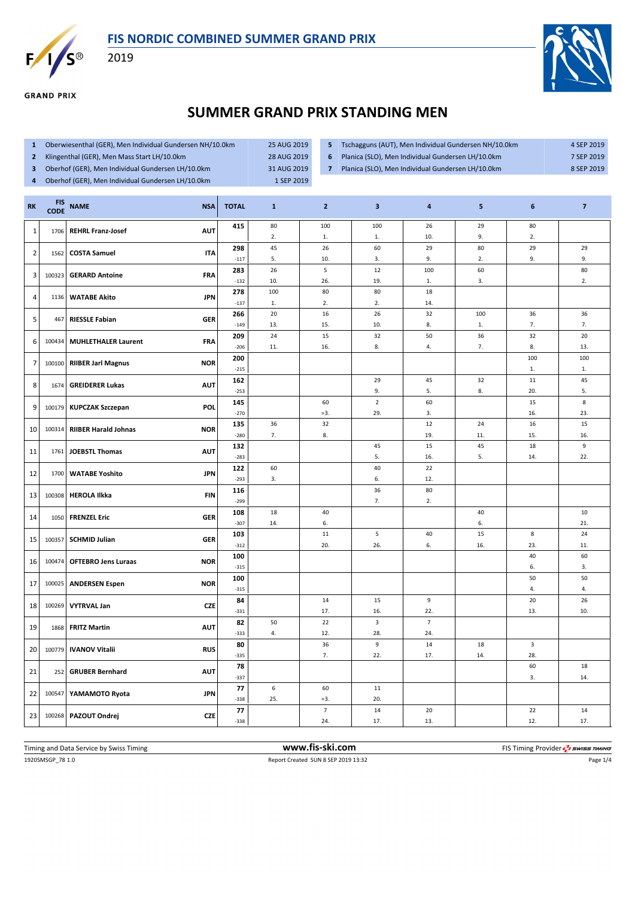# FIS NORDIC COMBINED SUMMER GRAND PRIX

2019

GRAND PRIX

## SUMMER GRAND PRIX STANDING MEN

| | | |
|---|---|---|
| 1 | Oberwiesenthal (GER), Men Individual Gundersen NH/10.0km | 25 AUG 2019 |
| 2 | Klingenthal (GER), Men Mass Start LH/10.0km | 28 AUG 2019 |
| 3 | Oberhof (GER), Men Individual Gundersen LH/10.0km | 31 AUG 2019 |
| 4 | Oberhof (GER), Men Individual Gundersen LH/10.0km | 1 SEP 2019 |
| 5 | Tschagguns (AUT), Men Individual Gundersen NH/10.0km | 4 SEP 2019 |
| 6 | Planica (SLO), Men Individual Gundersen LH/10.0km | 7 SEP 2019 |
| 7 | Planica (SLO), Men Individual Gundersen LH/10.0km | 8 SEP 2019 |

| RK | FIS CODE | NAME | NSA | TOTAL | 1 | 2 | 3 | 4 | 5 | 6 | 7 |
|---|---|---|---|---|---|---|---|---|---|---|---|
| 1 | 1706 | REHRL Franz-Josef | AUT | 415 | 80 2. | 100 1. | 100 1. | 26 10. | 29 9. | 80 2. | |
| 2 | 1562 | COSTA Samuel | ITA | 298 -117 | 45 5. | 26 10. | 60 3. | 29 9. | 80 2. | 29 9. | 29 9. |
| 3 | 100323 | GERARD Antoine | FRA | 283 -132 | 26 10. | 5 26. | 12 19. | 100 1. | 60 3. | | 80 2. |
| 4 | 1136 | WATABE Akito | JPN | 278 -137 | 100 1. | 80 2. | 80 2. | 18 14. | | | |
| 5 | 467 | RIESSLE Fabian | GER | 266 -149 | 20 13. | 16 15. | 26 10. | 32 8. | 100 1. | 36 7. | 36 7. |
| 6 | 100434 | MUHLETHALER Laurent | FRA | 209 -206 | 24 11. | 15 16. | 32 8. | 50 4. | 36 7. | 32 8. | 20 13. |
| 7 | 100100 | RIIBER Jarl Magnus | NOR | 200 -215 | | | | | | 100 1. | 100 1. |
| 8 | 1674 | GREIDERER Lukas | AUT | 162 -253 | | | 29 9. | 45 5. | 32 8. | 11 20. | 45 5. |
| 9 | 100179 | KUPCZAK Szczepan | POL | 145 -270 | | 60 =3. | 2 29. | 60 3. | | 15 16. | 8 23. |
| 10 | 100314 | RIIBER Harald Johnas | NOR | 135 -280 | 36 7. | 32 8. | | 12 19. | 24 11. | 16 15. | 15 16. |
| 11 | 1761 | JOEBSTL Thomas | AUT | 132 -283 | | | 45 5. | 15 16. | 45 5. | 18 14. | 9 22. |
| 12 | 1700 | WATABE Yoshito | JPN | 122 -293 | 60 3. | | 40 6. | 22 12. | | | |
| 13 | 100308 | HEROLA Ilkka | FIN | 116 -299 | | | 36 7. | 80 2. | | | |
| 14 | 1050 | FRENZEL Eric | GER | 108 -307 | 18 14. | 40 6. | | | 40 6. | | 10 21. |
| 15 | 100357 | SCHMID Julian | GER | 103 -312 | | 11 20. | 5 26. | 40 6. | 15 16. | 8 23. | 24 11. |
| 16 | 100474 | OFTEBRO Jens Luraas | NOR | 100 -315 | | | | | | 40 6. | 60 3. |
| 17 | 100025 | ANDERSEN Espen | NOR | 100 -315 | | | | | | 50 4. | 50 4. |
| 18 | 100269 | VYTRVAL Jan | CZE | 84 -331 | | 14 17. | 15 16. | 9 22. | | 20 13. | 26 10. |
| 19 | 1868 | FRITZ Martin | AUT | 82 -333 | 50 4. | 22 12. | 3 28. | 7 24. | | | |
| 20 | 100779 | IVANOV Vitalii | RUS | 80 -335 | | 36 7. | 9 22. | 14 17. | 18 14. | 3 28. | |
| 21 | 252 | GRUBER Bernhard | AUT | 78 -337 | | | | | | 60 3. | 18 14. |
| 22 | 100547 | YAMAMOTO Ryota | JPN | 77 -338 | 6 25. | 60 =3. | 11 20. | | | | |
| 23 | 100268 | PAZOUT Ondrej | CZE | 77 -338 | | 7 24. | 14 17. | 20 13. | | 22 12. | 14 17. |

Timing and Data Service by Swiss Timing — www.fis-ski.com — FIS Timing Provider SWISS TIMING

1920SMSGP_78 1.0 — Report Created SUN 8 SEP 2019 13:32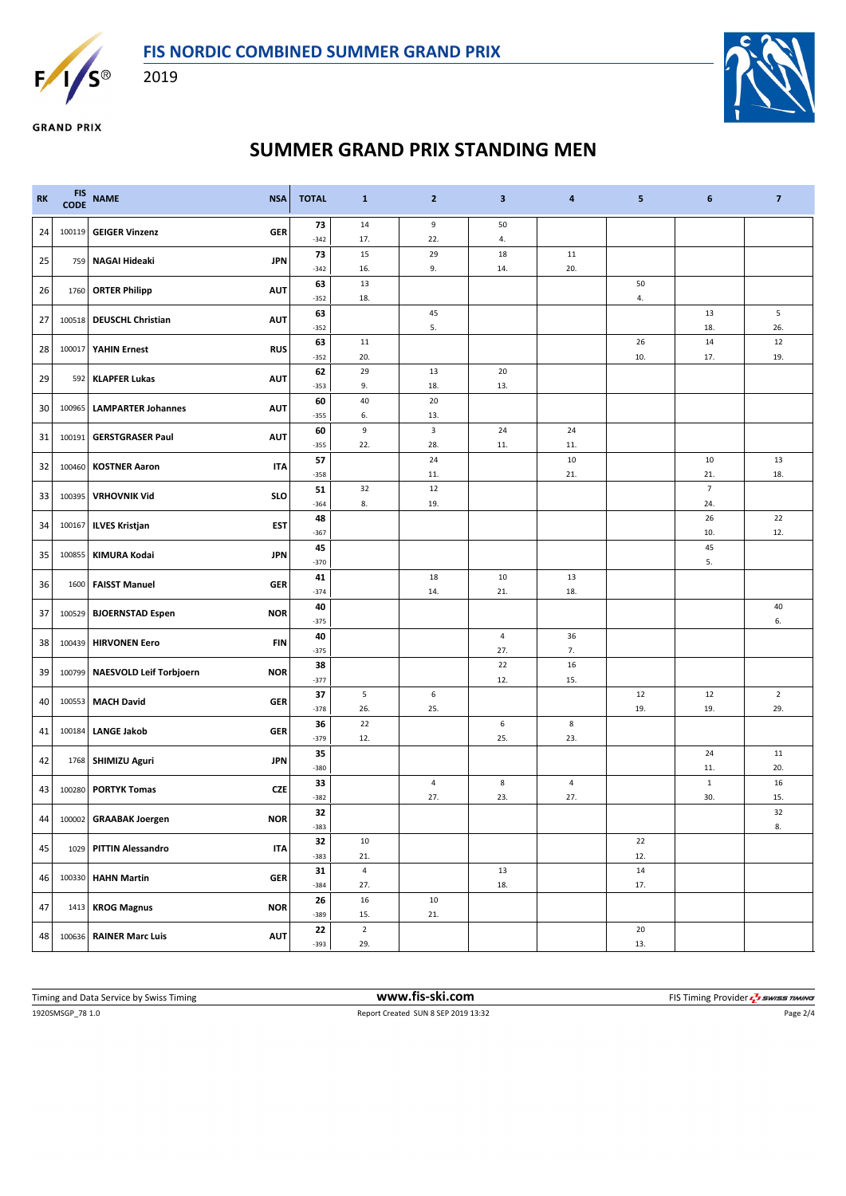# FIS NORDIC COMBINED SUMMER GRAND PRIX

2019

GRAND PRIX

## SUMMER GRAND PRIX STANDING MEN

| RK | FIS CODE | NAME | NSA | TOTAL | 1 | 2 | 3 | 4 | 5 | 6 | 7 |
|---|---|---|---|---|---|---|---|---|---|---|---|
| 24 | 100119 | GEIGER Vinzenz | GER | 73<br>-342 | 14<br>17. | 9<br>22. | 50<br>4. | | | | |
| 25 | 759 | NAGAI Hideaki | JPN | 73<br>-342 | 15<br>16. | 29<br>9. | 18<br>14. | 11<br>20. | | | |
| 26 | 1760 | ORTER Philipp | AUT | 63<br>-352 | 13<br>18. | | | | 50<br>4. | | |
| 27 | 100518 | DEUSCHL Christian | AUT | 63<br>-352 | | 45<br>5. | | | | 13<br>18. | 5<br>26. |
| 28 | 100017 | YAHIN Ernest | RUS | 63<br>-352 | 11<br>20. | | | | 26<br>10. | 14<br>17. | 12<br>19. |
| 29 | 592 | KLAPFER Lukas | AUT | 62<br>-353 | 29<br>9. | 13<br>18. | 20<br>13. | | | | |
| 30 | 100965 | LAMPARTER Johannes | AUT | 60<br>-355 | 40<br>6. | 20<br>13. | | | | | |
| 31 | 100191 | GERSTGRASER Paul | AUT | 60<br>-355 | 9<br>22. | 3<br>28. | 24<br>11. | 24<br>11. | | | |
| 32 | 100460 | KOSTNER Aaron | ITA | 57<br>-358 | | 24<br>11. | | 10<br>21. | | 10<br>21. | 13<br>18. |
| 33 | 100395 | VRHOVNIK Vid | SLO | 51<br>-364 | 32<br>8. | 12<br>19. | | | | 7<br>24. | |
| 34 | 100167 | ILVES Kristjan | EST | 48<br>-367 | | | | | | 26<br>10. | 22<br>12. |
| 35 | 100855 | KIMURA Kodai | JPN | 45<br>-370 | | | | | | 45<br>5. | |
| 36 | 1600 | FAISST Manuel | GER | 41<br>-374 | | 18<br>14. | 10<br>21. | 13<br>18. | | | |
| 37 | 100529 | BJOERNSTAD Espen | NOR | 40<br>-375 | | | | | | | 40<br>6. |
| 38 | 100439 | HIRVONEN Eero | FIN | 40<br>-375 | | | 4<br>27. | 36<br>7. | | | |
| 39 | 100799 | NAESVOLD Leif Torbjoern | NOR | 38<br>-377 | | | 22<br>12. | 16<br>15. | | | |
| 40 | 100553 | MACH David | GER | 37<br>-378 | 5<br>26. | 6<br>25. | | | 12<br>19. | 12<br>19. | 2<br>29. |
| 41 | 100184 | LANGE Jakob | GER | 36<br>-379 | 22<br>12. | | 6<br>25. | 8<br>23. | | | |
| 42 | 1768 | SHIMIZU Aguri | JPN | 35<br>-380 | | | | | | 24<br>11. | 11<br>20. |
| 43 | 100280 | PORTYK Tomas | CZE | 33<br>-382 | | 4<br>27. | 8<br>23. | 4<br>27. | | 1<br>30. | 16<br>15. |
| 44 | 100002 | GRAABAK Joergen | NOR | 32<br>-383 | | | | | | | 32<br>8. |
| 45 | 1029 | PITTIN Alessandro | ITA | 32<br>-383 | 10<br>21. | | | | 22<br>12. | | |
| 46 | 100330 | HAHN Martin | GER | 31<br>-384 | 4<br>27. | | 13<br>18. | | 14<br>17. | | |
| 47 | 1413 | KROG Magnus | NOR | 26<br>-389 | 16<br>15. | 10<br>21. | | | | | |
| 48 | 100636 | RAINER Marc Luis | AUT | 22<br>-393 | 2<br>29. | | | | 20<br>13. | | |

Timing and Data Service by Swiss Timing | www.fis-ski.com | FIS Timing Provider SWISS TIMING

1920SMSGP_78 1.0 | Report Created SUN 8 SEP 2019 13:32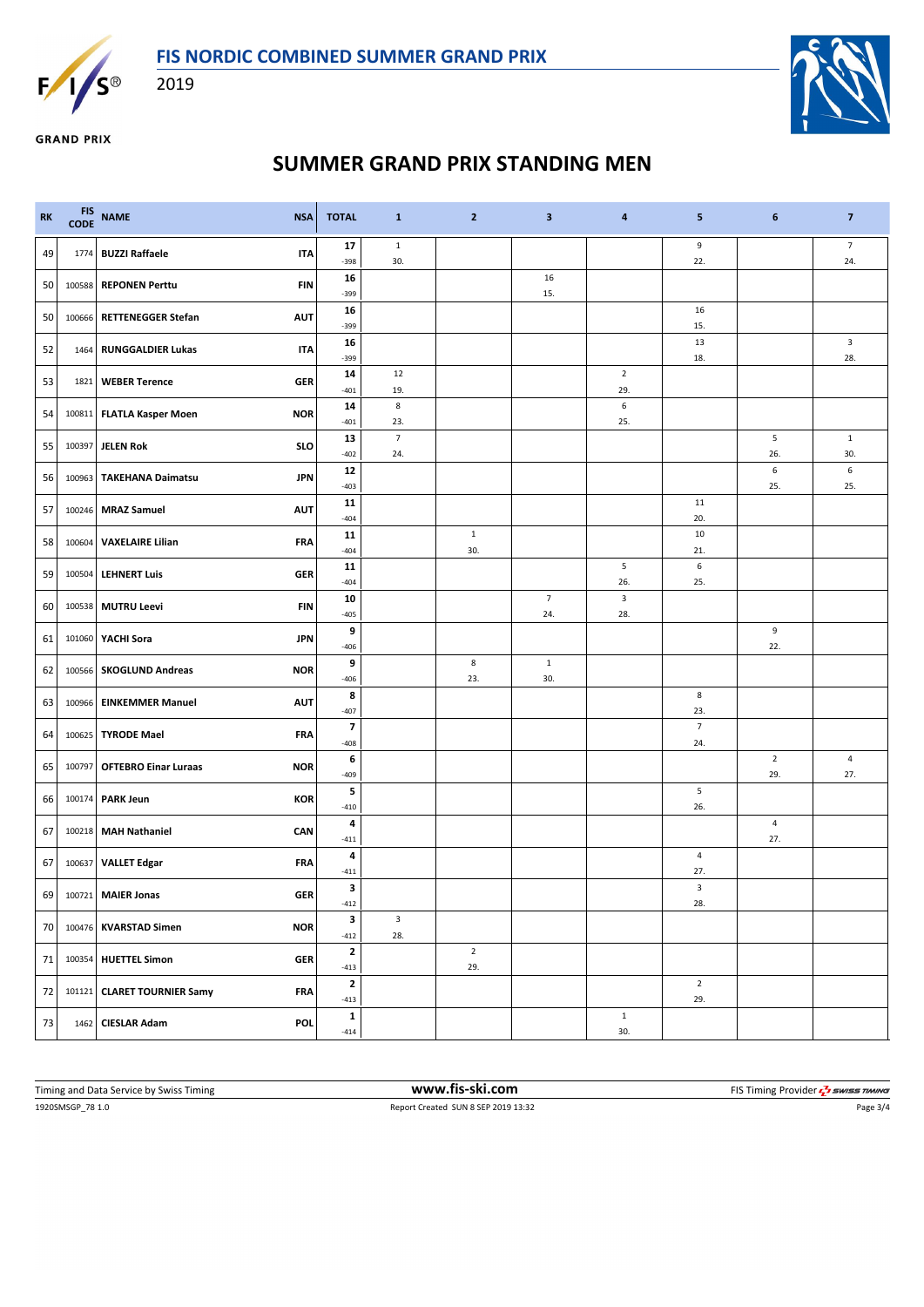# FIS NORDIC COMBINED SUMMER GRAND PRIX

2019

GRAND PRIX

## SUMMER GRAND PRIX STANDING MEN

| RK | FIS CODE | NAME | NSA | TOTAL | 1 | 2 | 3 | 4 | 5 | 6 | 7 |
|---|---|---|---|---|---|---|---|---|---|---|---|
| 49 | 1774 | BUZZI Raffaele | ITA | 17<br>-398 | 1<br>30. | | | | 9<br>22. | | 7<br>24. |
| 50 | 100588 | REPONEN Perttu | FIN | 16<br>-399 | | | 16<br>15. | | | | |
| 50 | 100666 | RETTENEGGER Stefan | AUT | 16<br>-399 | | | | | 16<br>15. | | |
| 52 | 1464 | RUNGGALDIER Lukas | ITA | 16<br>-399 | | | | | 13<br>18. | | 3<br>28. |
| 53 | 1821 | WEBER Terence | GER | 14<br>-401 | 12<br>19. | | | 2<br>29. | | | |
| 54 | 100811 | FLATLA Kasper Moen | NOR | 14<br>-401 | 8<br>23. | | | 6<br>25. | | | |
| 55 | 100397 | JELEN Rok | SLO | 13<br>-402 | 7<br>24. | | | | | 5<br>26. | 1<br>30. |
| 56 | 100963 | TAKEHANA Daimatsu | JPN | 12<br>-403 | | | | | | 6<br>25. | 6<br>25. |
| 57 | 100246 | MRAZ Samuel | AUT | 11<br>-404 | | | | | 11<br>20. | | |
| 58 | 100604 | VAXELAIRE Lilian | FRA | 11<br>-404 | | 1<br>30. | | | 10<br>21. | | |
| 59 | 100504 | LEHNERT Luis | GER | 11<br>-404 | | | | 5<br>26. | 6<br>25. | | |
| 60 | 100538 | MUTRU Leevi | FIN | 10<br>-405 | | | 7<br>24. | 3<br>28. | | | |
| 61 | 101060 | YACHI Sora | JPN | 9<br>-406 | | | | | | 9<br>22. | |
| 62 | 100566 | SKOGLUND Andreas | NOR | 9<br>-406 | | 8<br>23. | 1<br>30. | | | | |
| 63 | 100966 | EINKEMMER Manuel | AUT | 8<br>-407 | | | | | 8<br>23. | | |
| 64 | 100625 | TYRODE Mael | FRA | 7<br>-408 | | | | | 7<br>24. | | |
| 65 | 100797 | OFTEBRO Einar Luraas | NOR | 6<br>-409 | | | | | | 2<br>29. | 4<br>27. |
| 66 | 100174 | PARK Jeun | KOR | 5<br>-410 | | | | | 5<br>26. | | |
| 67 | 100218 | MAH Nathaniel | CAN | 4<br>-411 | | | | | | 4<br>27. | |
| 67 | 100637 | VALLET Edgar | FRA | 4<br>-411 | | | | | 4<br>27. | | |
| 69 | 100721 | MAIER Jonas | GER | 3<br>-412 | | | | | 3<br>28. | | |
| 70 | 100476 | KVARSTAD Simen | NOR | 3<br>-412 | 3<br>28. | | | | | | |
| 71 | 100354 | HUETTEL Simon | GER | 2<br>-413 | | 2<br>29. | | | | | |
| 72 | 101121 | CLARET TOURNIER Samy | FRA | 2<br>-413 | | | | | 2<br>29. | | |
| 73 | 1462 | CIESLAR Adam | POL | 1<br>-414 | | | | 1<br>30. | | | |

Timing and Data Service by Swiss Timing | www.fis-ski.com | FIS Timing Provider SWISS TIMING

1920SMSGP_78 1.0 | Report Created SUN 8 SEP 2019 13:32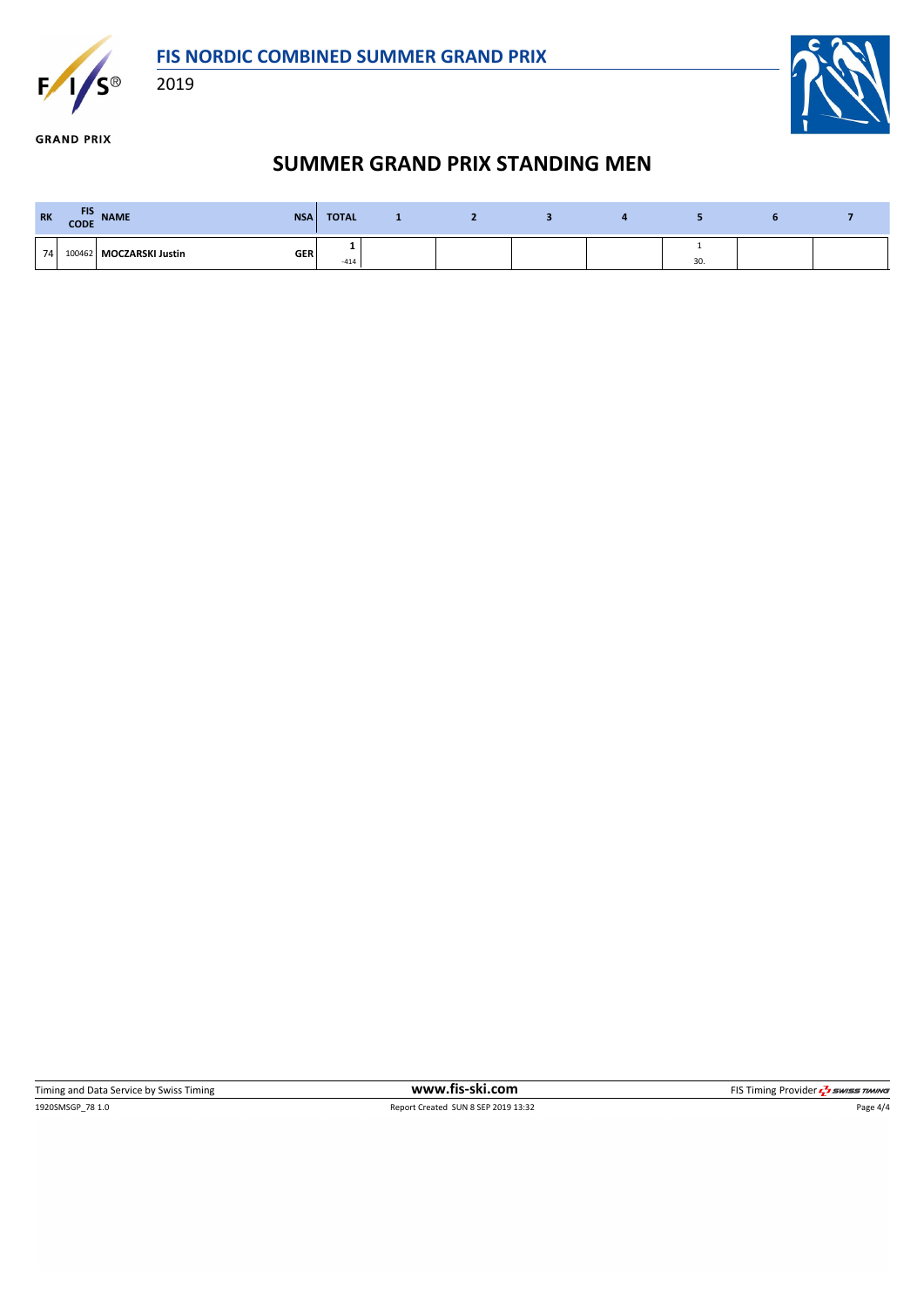# FIS NORDIC COMBINED SUMMER GRAND PRIX

2019

**GRAND PRIX**

## SUMMER GRAND PRIX STANDING MEN

| RK | FIS CODE | NAME | NSA | TOTAL | 1 | 2 | 3 | 4 | 5 | 6 | 7 |
|---|---|---|---|---|---|---|---|---|---|---|---|
| 74 | 100462 | **MOCZARSKI Justin** | **GER** | **1** -414 | | | | | 1 30. | | |

Timing and Data Service by Swiss Timing | **www.fis-ski.com** | FIS Timing Provider SWISS TIMING

1920SMSGP_78 1.0 | Report Created SUN 8 SEP 2019 13:32